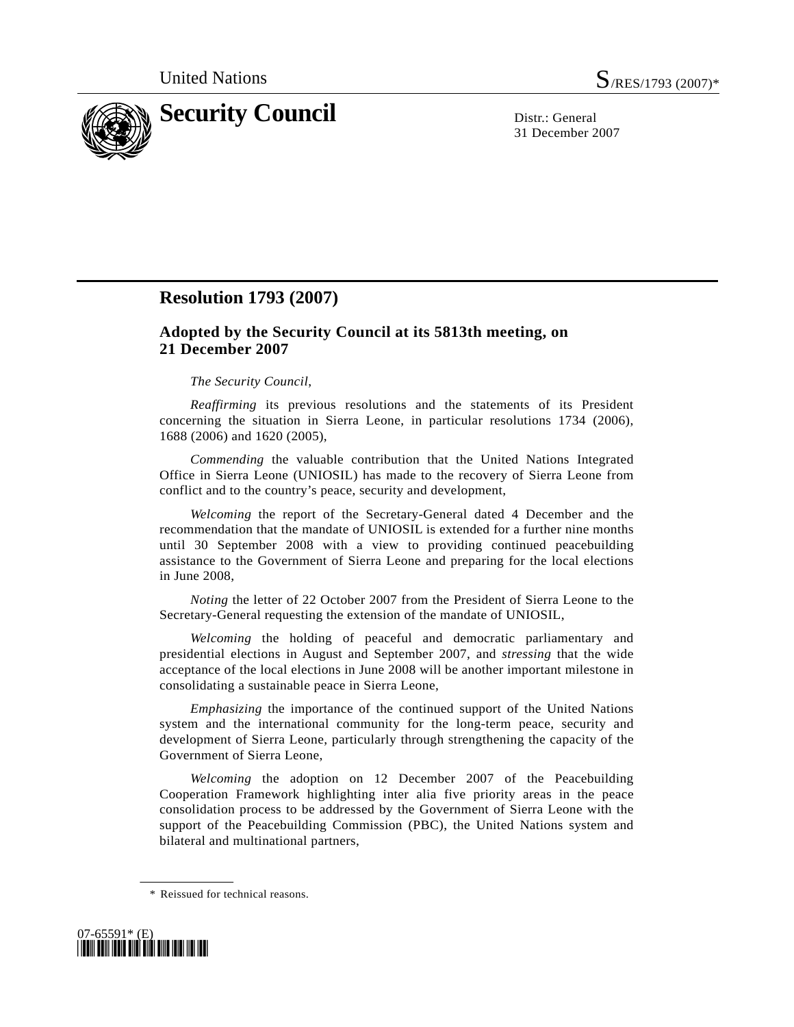United Nations S/RES/1793 (2007)*

# Security Council

Distr.: General
31 December 2007

## Resolution 1793 (2007)

### Adopted by the Security Council at its 5813th meeting, on 21 December 2007

*The Security Council*,

*Reaffirming* its previous resolutions and the statements of its President concerning the situation in Sierra Leone, in particular resolutions 1734 (2006), 1688 (2006) and 1620 (2005),

*Commending* the valuable contribution that the United Nations Integrated Office in Sierra Leone (UNIOSIL) has made to the recovery of Sierra Leone from conflict and to the country's peace, security and development,

*Welcoming* the report of the Secretary-General dated 4 December and the recommendation that the mandate of UNIOSIL is extended for a further nine months until 30 September 2008 with a view to providing continued peacebuilding assistance to the Government of Sierra Leone and preparing for the local elections in June 2008,

*Noting* the letter of 22 October 2007 from the President of Sierra Leone to the Secretary-General requesting the extension of the mandate of UNIOSIL,

*Welcoming* the holding of peaceful and democratic parliamentary and presidential elections in August and September 2007, and *stressing* that the wide acceptance of the local elections in June 2008 will be another important milestone in consolidating a sustainable peace in Sierra Leone,

*Emphasizing* the importance of the continued support of the United Nations system and the international community for the long-term peace, security and development of Sierra Leone, particularly through strengthening the capacity of the Government of Sierra Leone,

*Welcoming* the adoption on 12 December 2007 of the Peacebuilding Cooperation Framework highlighting inter alia five priority areas in the peace consolidation process to be addressed by the Government of Sierra Leone with the support of the Peacebuilding Commission (PBC), the United Nations system and bilateral and multinational partners,

\* Reissued for technical reasons.

07-65591* (E)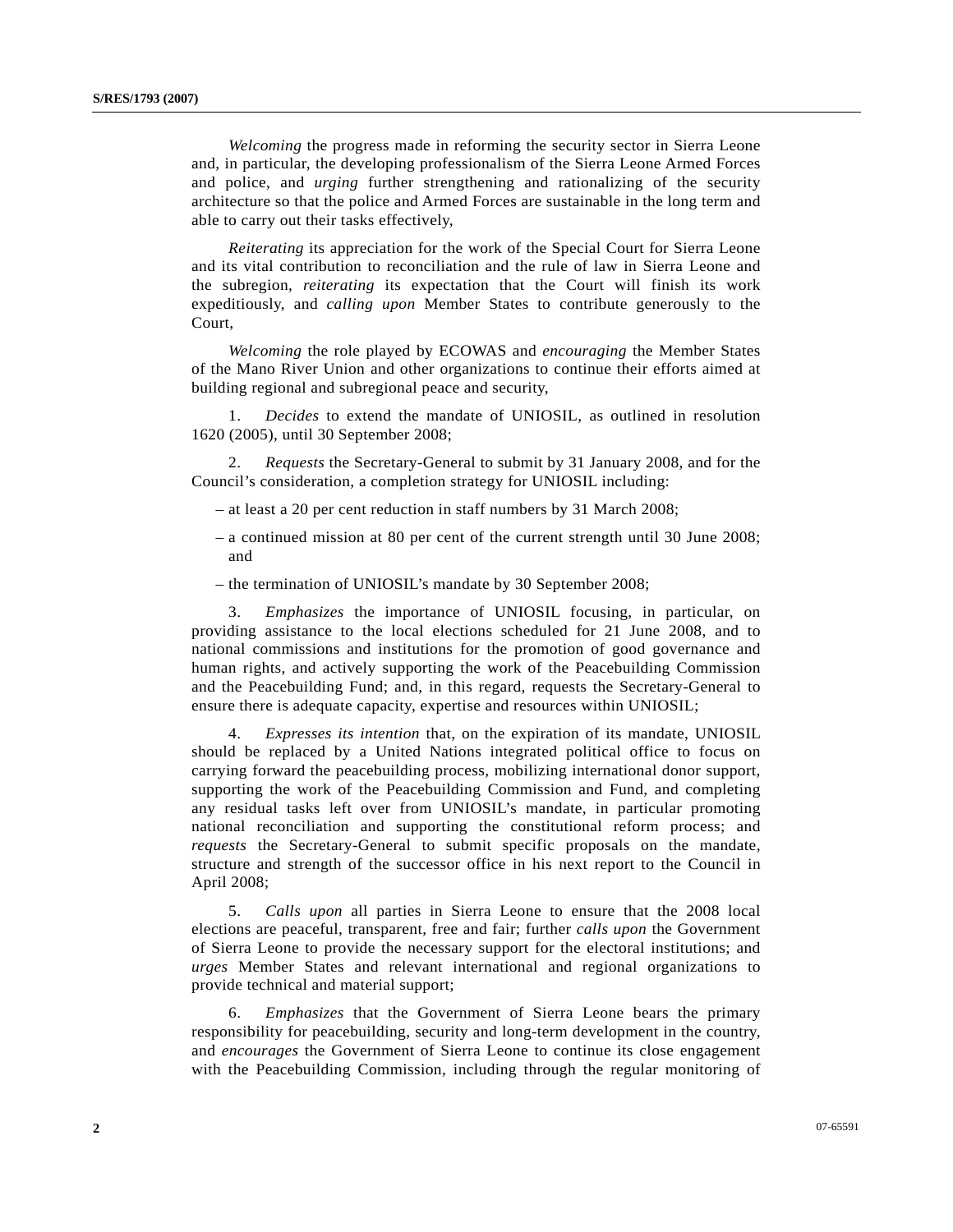*Welcoming* the progress made in reforming the security sector in Sierra Leone and, in particular, the developing professionalism of the Sierra Leone Armed Forces and police, and *urging* further strengthening and rationalizing of the security architecture so that the police and Armed Forces are sustainable in the long term and able to carry out their tasks effectively,

*Reiterating* its appreciation for the work of the Special Court for Sierra Leone and its vital contribution to reconciliation and the rule of law in Sierra Leone and the subregion, *reiterating* its expectation that the Court will finish its work expeditiously, and *calling upon* Member States to contribute generously to the Court,

*Welcoming* the role played by ECOWAS and *encouraging* the Member States of the Mano River Union and other organizations to continue their efforts aimed at building regional and subregional peace and security,

1. *Decides* to extend the mandate of UNIOSIL, as outlined in resolution 1620 (2005), until 30 September 2008;

2. *Requests* the Secretary-General to submit by 31 January 2008, and for the Council's consideration, a completion strategy for UNIOSIL including:

– at least a 20 per cent reduction in staff numbers by 31 March 2008;

– a continued mission at 80 per cent of the current strength until 30 June 2008; and

– the termination of UNIOSIL's mandate by 30 September 2008;

3. *Emphasizes* the importance of UNIOSIL focusing, in particular, on providing assistance to the local elections scheduled for 21 June 2008, and to national commissions and institutions for the promotion of good governance and human rights, and actively supporting the work of the Peacebuilding Commission and the Peacebuilding Fund; and, in this regard, requests the Secretary-General to ensure there is adequate capacity, expertise and resources within UNIOSIL;

4. *Expresses its intention* that, on the expiration of its mandate, UNIOSIL should be replaced by a United Nations integrated political office to focus on carrying forward the peacebuilding process, mobilizing international donor support, supporting the work of the Peacebuilding Commission and Fund, and completing any residual tasks left over from UNIOSIL's mandate, in particular promoting national reconciliation and supporting the constitutional reform process; and *requests* the Secretary-General to submit specific proposals on the mandate, structure and strength of the successor office in his next report to the Council in April 2008;

5. *Calls upon* all parties in Sierra Leone to ensure that the 2008 local elections are peaceful, transparent, free and fair; further *calls upon* the Government of Sierra Leone to provide the necessary support for the electoral institutions; and *urges* Member States and relevant international and regional organizations to provide technical and material support;

6. *Emphasizes* that the Government of Sierra Leone bears the primary responsibility for peacebuilding, security and long-term development in the country, and *encourages* the Government of Sierra Leone to continue its close engagement with the Peacebuilding Commission, including through the regular monitoring of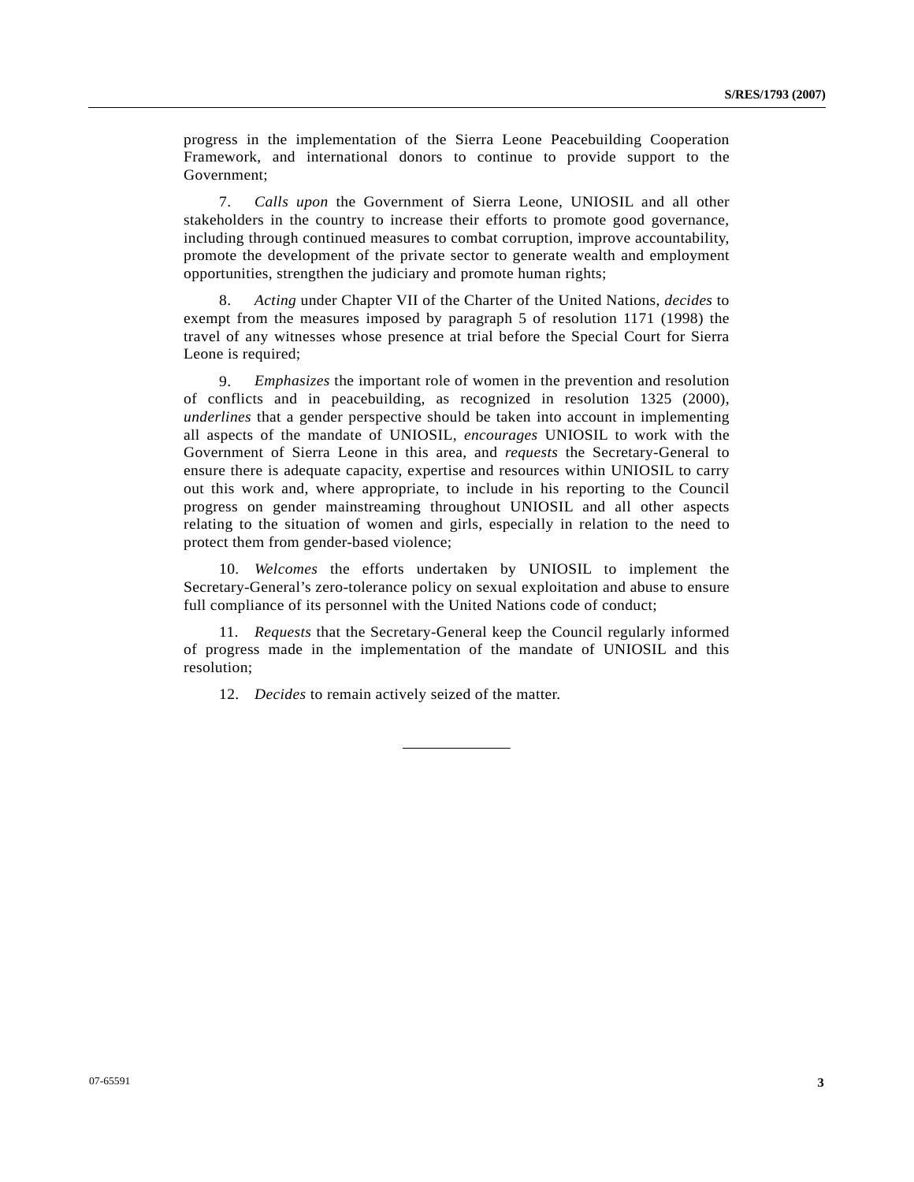progress in the implementation of the Sierra Leone Peacebuilding Cooperation Framework, and international donors to continue to provide support to the Government;

7. *Calls upon* the Government of Sierra Leone, UNIOSIL and all other stakeholders in the country to increase their efforts to promote good governance, including through continued measures to combat corruption, improve accountability, promote the development of the private sector to generate wealth and employment opportunities, strengthen the judiciary and promote human rights;

8. *Acting* under Chapter VII of the Charter of the United Nations, *decides* to exempt from the measures imposed by paragraph 5 of resolution 1171 (1998) the travel of any witnesses whose presence at trial before the Special Court for Sierra Leone is required;

9. *Emphasizes* the important role of women in the prevention and resolution of conflicts and in peacebuilding, as recognized in resolution 1325 (2000), *underlines* that a gender perspective should be taken into account in implementing all aspects of the mandate of UNIOSIL, *encourages* UNIOSIL to work with the Government of Sierra Leone in this area, and *requests* the Secretary-General to ensure there is adequate capacity, expertise and resources within UNIOSIL to carry out this work and, where appropriate, to include in his reporting to the Council progress on gender mainstreaming throughout UNIOSIL and all other aspects relating to the situation of women and girls, especially in relation to the need to protect them from gender-based violence;

10. *Welcomes* the efforts undertaken by UNIOSIL to implement the Secretary-General's zero-tolerance policy on sexual exploitation and abuse to ensure full compliance of its personnel with the United Nations code of conduct;

11. *Requests* that the Secretary-General keep the Council regularly informed of progress made in the implementation of the mandate of UNIOSIL and this resolution;

12. *Decides* to remain actively seized of the matter.